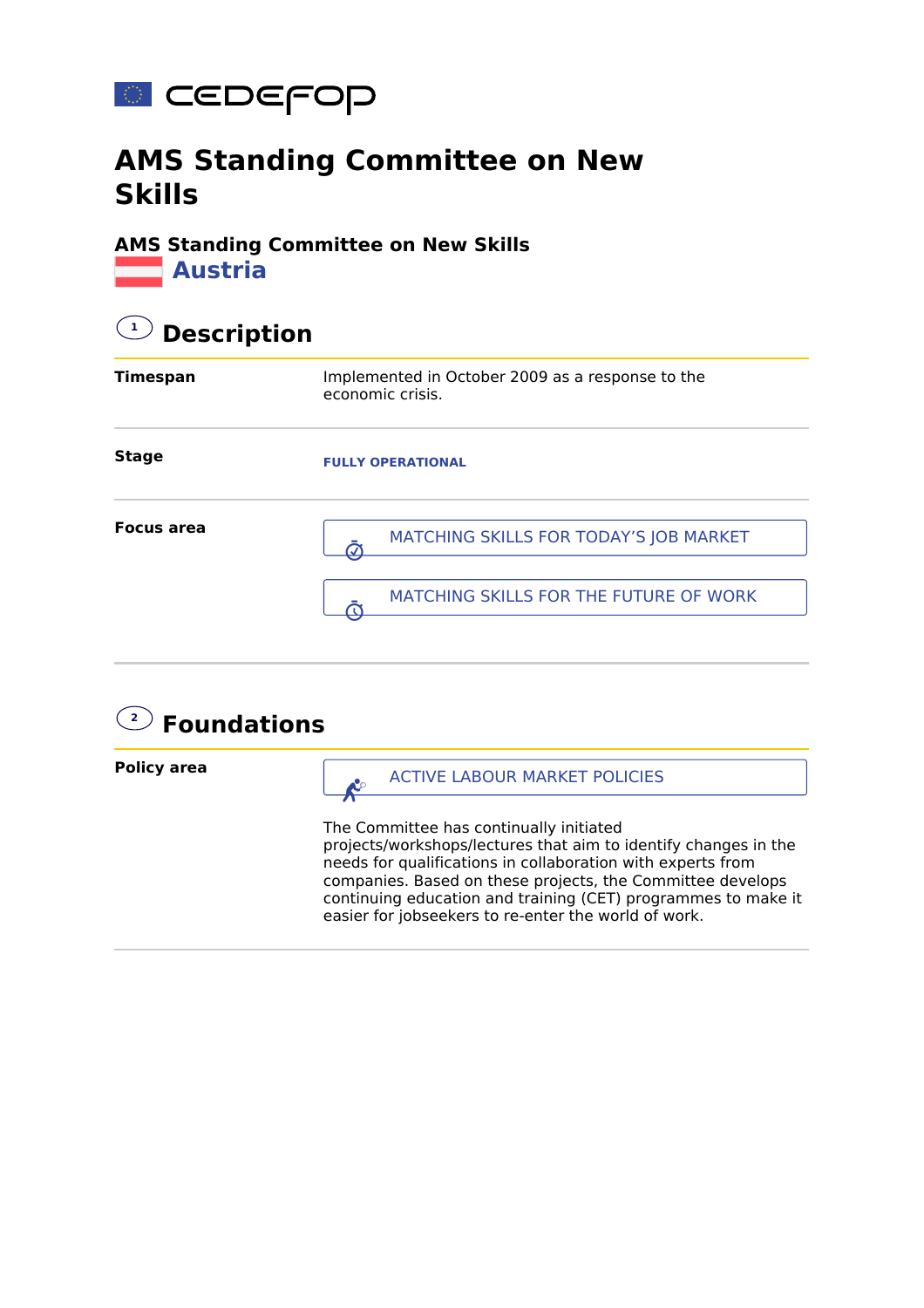cedefop

# AMS Standing Committee on New Skills

**AMS Standing Committee on New Skills**

## Austria

## 1 Description

| | |
|---|---|
| **Timespan** | Implemented in October 2009 as a response to the economic crisis. |
| **Stage** | FULLY OPERATIONAL |
| **Focus area** | MATCHING SKILLS FOR TODAY'S JOB MARKET<br>MATCHING SKILLS FOR THE FUTURE OF WORK |

## 2 Foundations

| | |
|---|---|
| **Policy area** | ACTIVE LABOUR MARKET POLICIES<br><br>The Committee has continually initiated projects/workshops/lectures that aim to identify changes in the needs for qualifications in collaboration with experts from companies. Based on these projects, the Committee develops continuing education and training (CET) programmes to make it easier for jobseekers to re-enter the world of work. |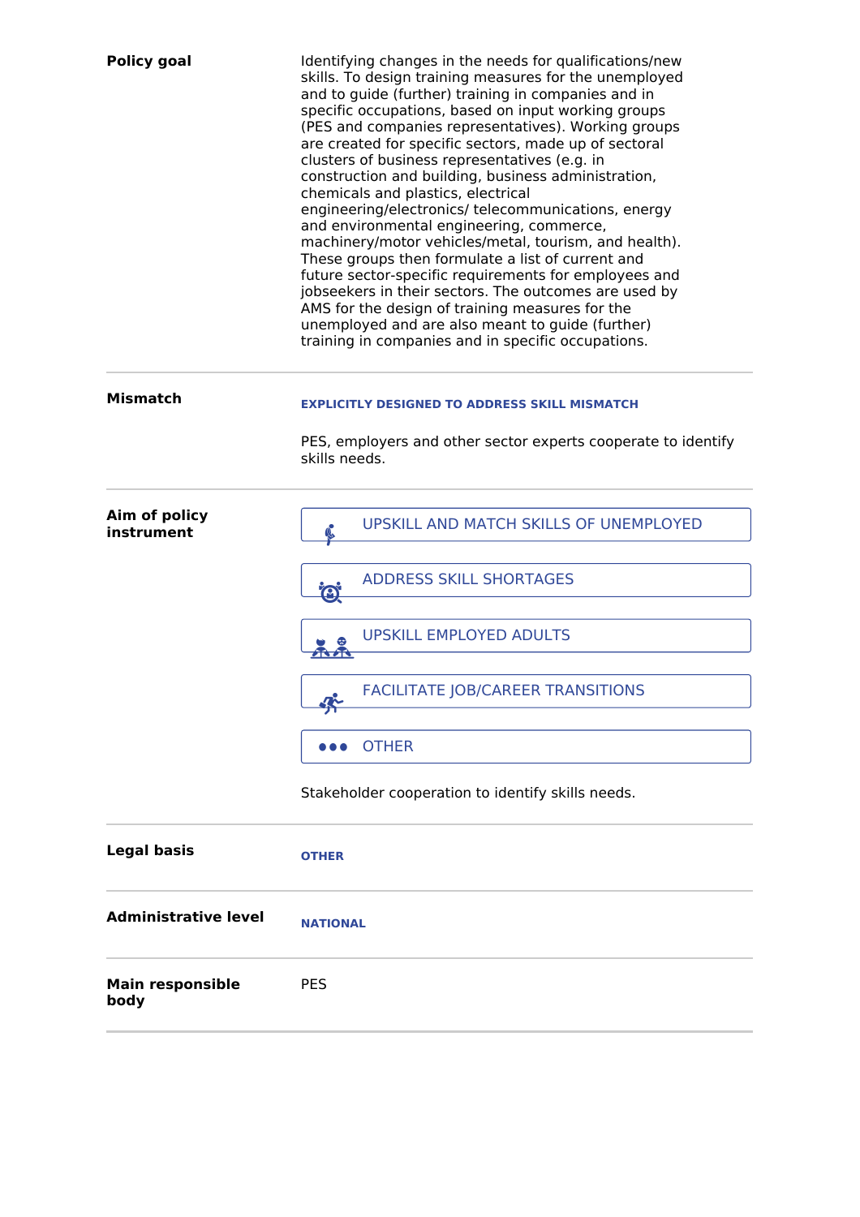**Policy goal**

Identifying changes in the needs for qualifications/new skills. To design training measures for the unemployed and to guide (further) training in companies and in specific occupations, based on input working groups (PES and companies representatives). Working groups are created for specific sectors, made up of sectoral clusters of business representatives (e.g. in construction and building, business administration, chemicals and plastics, electrical engineering/electronics/ telecommunications, energy and environmental engineering, commerce, machinery/motor vehicles/metal, tourism, and health). These groups then formulate a list of current and future sector-specific requirements for employees and jobseekers in their sectors. The outcomes are used by AMS for the design of training measures for the unemployed and are also meant to guide (further) training in companies and in specific occupations.

---

**Mismatch**

**EXPLICITLY DESIGNED TO ADDRESS SKILL MISMATCH**

PES, employers and other sector experts cooperate to identify skills needs.

---

**Aim of policy instrument**

- UPSKILL AND MATCH SKILLS OF UNEMPLOYED
- ADDRESS SKILL SHORTAGES
- UPSKILL EMPLOYED ADULTS
- FACILITATE JOB/CAREER TRANSITIONS
- OTHER

Stakeholder cooperation to identify skills needs.

---

**Legal basis**

**OTHER**

---

**Administrative level**

**NATIONAL**

---

**Main responsible body**

PES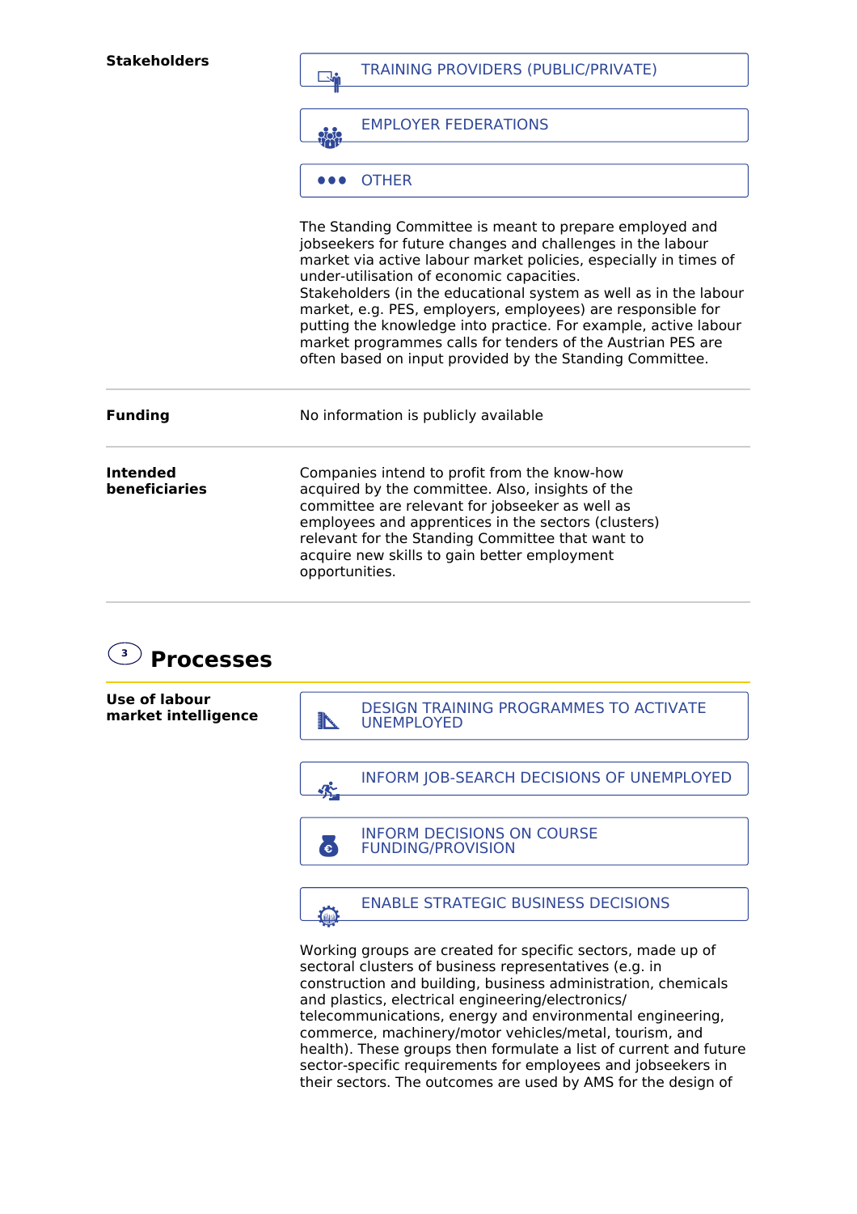**Stakeholders**

- TRAINING PROVIDERS (PUBLIC/PRIVATE)
- EMPLOYER FEDERATIONS
- OTHER

The Standing Committee is meant to prepare employed and jobseekers for future changes and challenges in the labour market via active labour market policies, especially in times of under-utilisation of economic capacities.
Stakeholders (in the educational system as well as in the labour market, e.g. PES, employers, employees) are responsible for putting the knowledge into practice. For example, active labour market programmes calls for tenders of the Austrian PES are often based on input provided by the Standing Committee.

**Funding**

No information is publicly available

**Intended beneficiaries**

Companies intend to profit from the know-how acquired by the committee. Also, insights of the committee are relevant for jobseeker as well as employees and apprentices in the sectors (clusters) relevant for the Standing Committee that want to acquire new skills to gain better employment opportunities.

## 3 Processes

**Use of labour market intelligence**

- DESIGN TRAINING PROGRAMMES TO ACTIVATE UNEMPLOYED
- INFORM JOB-SEARCH DECISIONS OF UNEMPLOYED
- INFORM DECISIONS ON COURSE FUNDING/PROVISION
- ENABLE STRATEGIC BUSINESS DECISIONS

Working groups are created for specific sectors, made up of sectoral clusters of business representatives (e.g. in construction and building, business administration, chemicals and plastics, electrical engineering/electronics/ telecommunications, energy and environmental engineering, commerce, machinery/motor vehicles/metal, tourism, and health). These groups then formulate a list of current and future sector-specific requirements for employees and jobseekers in their sectors. The outcomes are used by AMS for the design of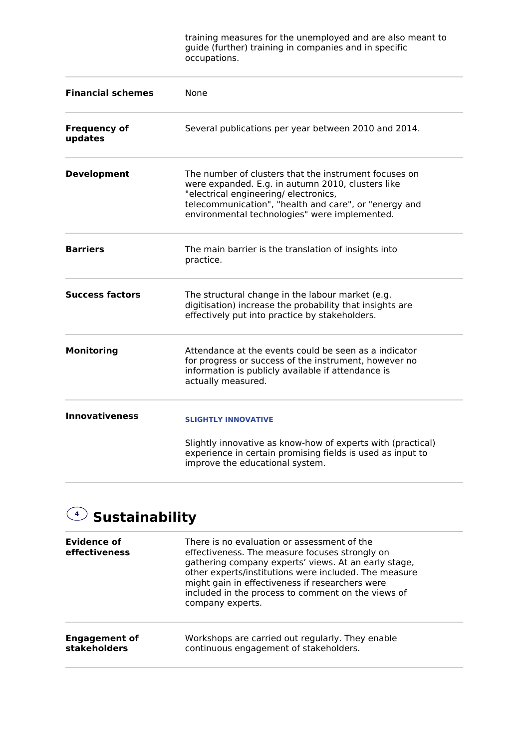| | |
|---|---|
| | training measures for the unemployed and are also meant to guide (further) training in companies and in specific occupations. |
| **Financial schemes** | None |
| **Frequency of updates** | Several publications per year between 2010 and 2014. |
| **Development** | The number of clusters that the instrument focuses on were expanded. E.g. in autumn 2010, clusters like "electrical engineering/ electronics, telecommunication", "health and care", or "energy and environmental technologies" were implemented. |
| **Barriers** | The main barrier is the translation of insights into practice. |
| **Success factors** | The structural change in the labour market (e.g. digitisation) increase the probability that insights are effectively put into practice by stakeholders. |
| **Monitoring** | Attendance at the events could be seen as a indicator for progress or success of the instrument, however no information is publicly available if attendance is actually measured. |
| **Innovativeness** | **SLIGHTLY INNOVATIVE**<br><br>Slightly innovative as know-how of experts with (practical) experience in certain promising fields is used as input to improve the educational system. |

## 4 Sustainability

| | |
|---|---|
| **Evidence of effectiveness** | There is no evaluation or assessment of the effectiveness. The measure focuses strongly on gathering company experts' views. At an early stage, other experts/institutions were included. The measure might gain in effectiveness if researchers were included in the process to comment on the views of company experts. |
| **Engagement of stakeholders** | Workshops are carried out regularly. They enable continuous engagement of stakeholders. |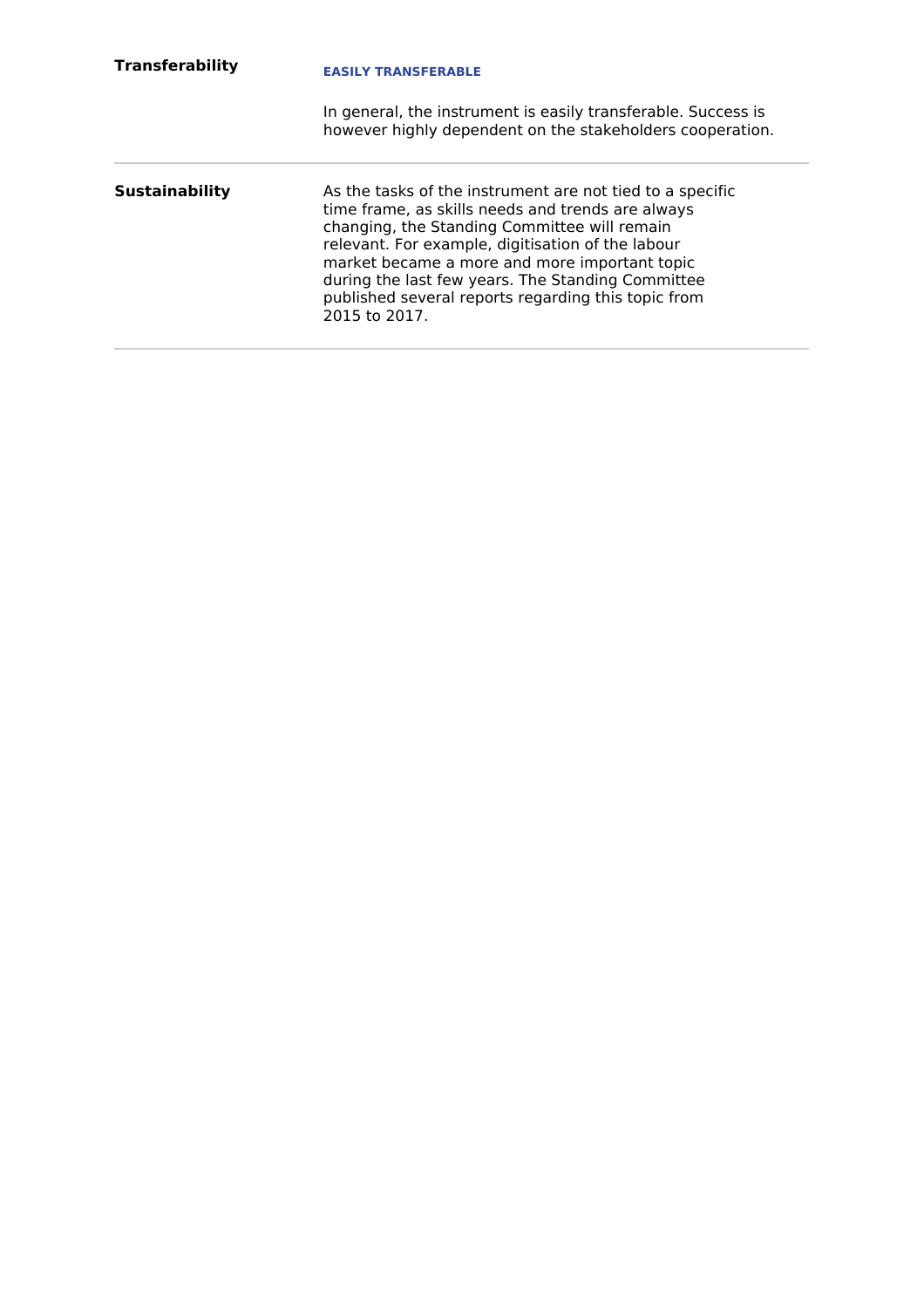| | |
|---|---|
| **Transferability** | **EASILY TRANSFERABLE**<br><br>In general, the instrument is easily transferable. Success is however highly dependent on the stakeholders cooperation. |
| **Sustainability** | As the tasks of the instrument are not tied to a specific time frame, as skills needs and trends are always changing, the Standing Committee will remain relevant. For example, digitisation of the labour market became a more and more important topic during the last few years. The Standing Committee published several reports regarding this topic from 2015 to 2017. |